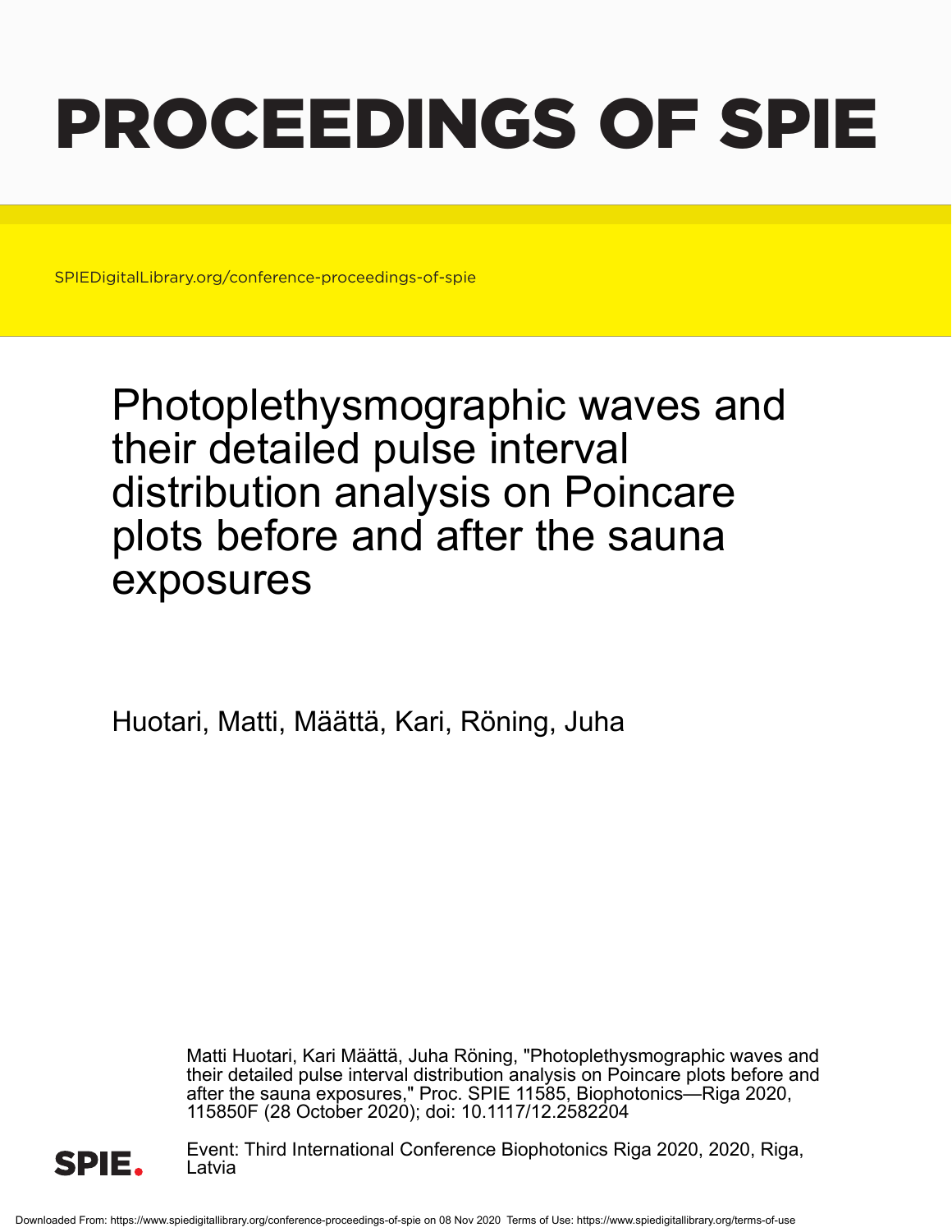# PROCEEDINGS OF SPIE

SPIEDigitalLibrary.org/conference-proceedings-of-spie

## Photoplethysmographic waves and their detailed pulse interval distribution analysis on Poincare plots before and after the sauna exposures

Huotari, Matti, Määttä, Kari, Röning, Juha

Matti Huotari, Kari Määttä, Juha Röning, "Photoplethysmographic waves and their detailed pulse interval distribution analysis on Poincare plots before and after the sauna exposures," Proc. SPIE 11585, Biophotonics—Riga 2020, 115850F (28 October 2020); doi: 10.1117/12.2582204

SPIE.

Event: Third International Conference Biophotonics Riga 2020, 2020, Riga, Latvia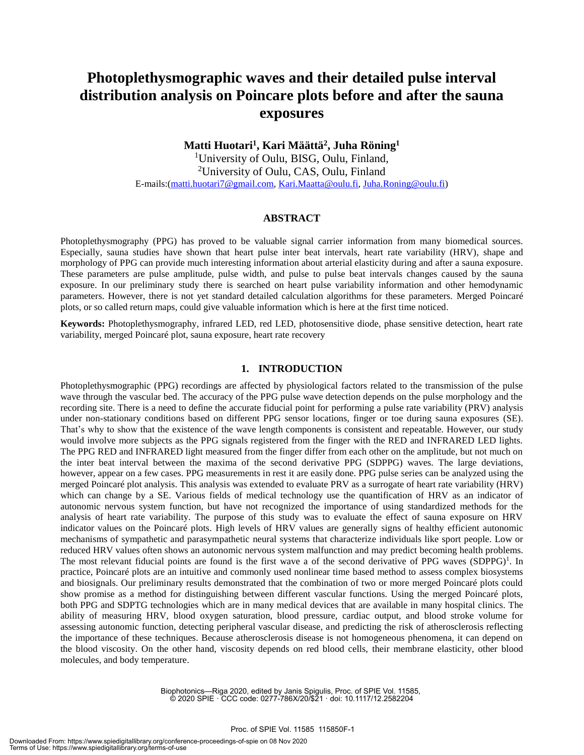# Photoplethysmographic waves and their detailed pulse interval distribution analysis on Poincare plots before and after the sauna exposures

**Matti Huotari[1], Kari Määttä[2], Juha Röning[1]**

[1]University of Oulu, BISG, Oulu, Finland,
[2]University of Oulu, CAS, Oulu, Finland
E-mails:(matti.huotari7@gmail.com, Kari.Maatta@oulu.fi, Juha.Roning@oulu.fi)

## ABSTRACT

Photoplethysmography (PPG) has proved to be valuable signal carrier information from many biomedical sources. Especially, sauna studies have shown that heart pulse inter beat intervals, heart rate variability (HRV), shape and morphology of PPG can provide much interesting information about arterial elasticity during and after a sauna exposure. These parameters are pulse amplitude, pulse width, and pulse to pulse beat intervals changes caused by the sauna exposure. In our preliminary study there is searched on heart pulse variability information and other hemodynamic parameters. However, there is not yet standard detailed calculation algorithms for these parameters. Merged Poincaré plots, or so called return maps, could give valuable information which is here at the first time noticed.

**Keywords:** Photoplethysmography, infrared LED, red LED, photosensitive diode, phase sensitive detection, heart rate variability, merged Poincaré plot, sauna exposure, heart rate recovery

## 1. INTRODUCTION

Photoplethysmographic (PPG) recordings are affected by physiological factors related to the transmission of the pulse wave through the vascular bed. The accuracy of the PPG pulse wave detection depends on the pulse morphology and the recording site. There is a need to define the accurate fiducial point for performing a pulse rate variability (PRV) analysis under non-stationary conditions based on different PPG sensor locations, finger or toe during sauna exposures (SE). That's why to show that the existence of the wave length components is consistent and repeatable. However, our study would involve more subjects as the PPG signals registered from the finger with the RED and INFRARED LED lights. The PPG RED and INFRARED light measured from the finger differ from each other on the amplitude, but not much on the inter beat interval between the maxima of the second derivative PPG (SDPPG) waves. The large deviations, however, appear on a few cases. PPG measurements in rest it are easily done. PPG pulse series can be analyzed using the merged Poincaré plot analysis. This analysis was extended to evaluate PRV as a surrogate of heart rate variability (HRV) which can change by a SE. Various fields of medical technology use the quantification of HRV as an indicator of autonomic nervous system function, but have not recognized the importance of using standardized methods for the analysis of heart rate variability. The purpose of this study was to evaluate the effect of sauna exposure on HRV indicator values on the Poincaré plots. High levels of HRV values are generally signs of healthy efficient autonomic mechanisms of sympathetic and parasympathetic neural systems that characterize individuals like sport people. Low or reduced HRV values often shows an autonomic nervous system malfunction and may predict becoming health problems. The most relevant fiducial points are found is the first wave a of the second derivative of PPG waves (SDPPG)[1]. In practice, Poincaré plots are an intuitive and commonly used nonlinear time based method to assess complex biosystems and biosignals. Our preliminary results demonstrated that the combination of two or more merged Poincaré plots could show promise as a method for distinguishing between different vascular functions. Using the merged Poincaré plots, both PPG and SDPTG technologies which are in many medical devices that are available in many hospital clinics. The ability of measuring HRV, blood oxygen saturation, blood pressure, cardiac output, and blood stroke volume for assessing autonomic function, detecting peripheral vascular disease, and predicting the risk of atherosclerosis reflecting the importance of these techniques. Because atherosclerosis disease is not homogeneous phenomena, it can depend on the blood viscosity. On the other hand, viscosity depends on red blood cells, their membrane elasticity, other blood molecules, and body temperature.

Biophotonics—Riga 2020, edited by Janis Spigulis, Proc. of SPIE Vol. 11585,
© 2020 SPIE · CCC code: 0277-786X/20/$21 · doi: 10.1117/12.2582204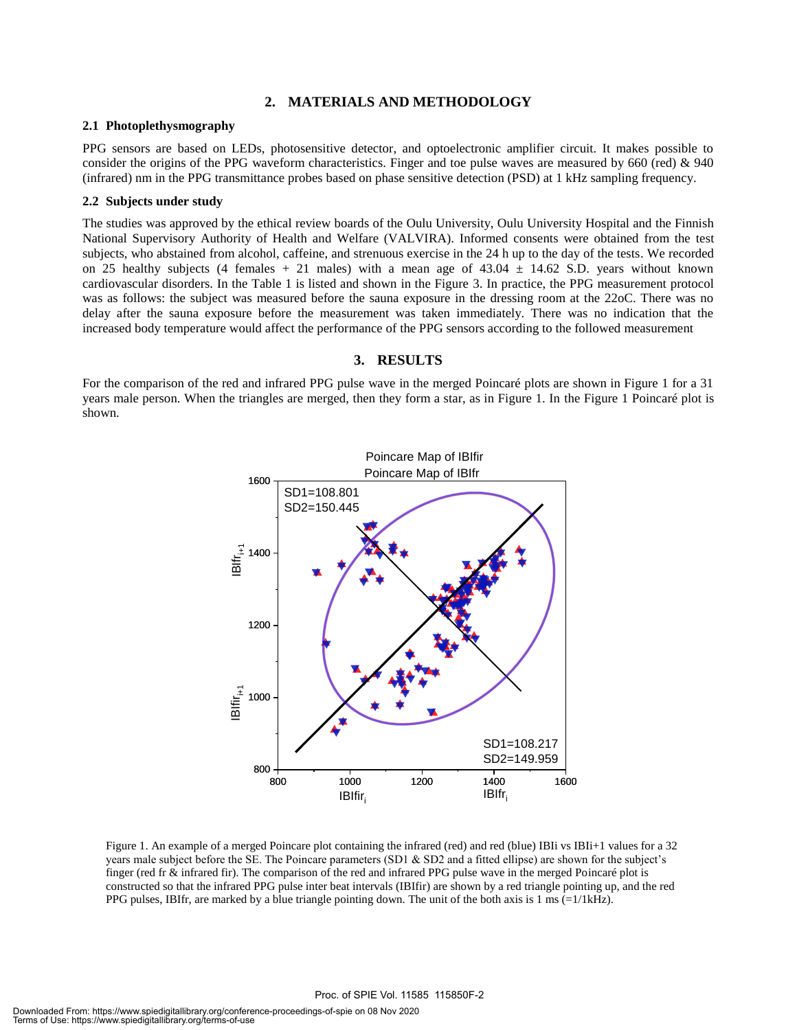## 2. MATERIALS AND METHODOLOGY

### 2.1 Photoplethysmography

PPG sensors are based on LEDs, photosensitive detector, and optoelectronic amplifier circuit. It makes possible to consider the origins of the PPG waveform characteristics. Finger and toe pulse waves are measured by 660 (red) & 940 (infrared) nm in the PPG transmittance probes based on phase sensitive detection (PSD) at 1 kHz sampling frequency.

### 2.2 Subjects under study

The studies was approved by the ethical review boards of the Oulu University, Oulu University Hospital and the Finnish National Supervisory Authority of Health and Welfare (VALVIRA). Informed consents were obtained from the test subjects, who abstained from alcohol, caffeine, and strenuous exercise in the 24 h up to the day of the tests. We recorded on 25 healthy subjects (4 females + 21 males) with a mean age of 43.04 ± 14.62 S.D. years without known cardiovascular disorders. In the Table 1 is listed and shown in the Figure 3. In practice, the PPG measurement protocol was as follows: the subject was measured before the sauna exposure in the dressing room at the 22oC. There was no delay after the sauna exposure before the measurement was taken immediately. There was no indication that the increased body temperature would affect the performance of the PPG sensors according to the followed measurement

## 3. RESULTS

For the comparison of the red and infrared PPG pulse wave in the merged Poincaré plots are shown in Figure 1 for a 31 years male person. When the triangles are merged, then they form a star, as in Figure 1. In the Figure 1 Poincaré plot is shown.

Poincare Map of IBIfir
Poincare Map of IBIfr
SD1=108.801
SD2=150.445
SD1=108.217
SD2=149.959
$IBIfr_{i+1}$
$IBIfir_{i+1}$
$IBIfir_i$
$IBIfr_i$
800
1000
1200
1400
1600

Figure 1. An example of a merged Poincare plot containing the infrared (red) and red (blue) IBIi vs IBIi+1 values for a 32 years male subject before the SE. The Poincare parameters (SD1 & SD2 and a fitted ellipse) are shown for the subject's finger (red fr & infrared fir). The comparison of the red and infrared PPG pulse wave in the merged Poincaré plot is constructed so that the infrared PPG pulse inter beat intervals (IBIfir) are shown by a red triangle pointing up, and the red PPG pulses, IBIfr, are marked by a blue triangle pointing down. The unit of the both axis is 1 ms (=1/1kHz).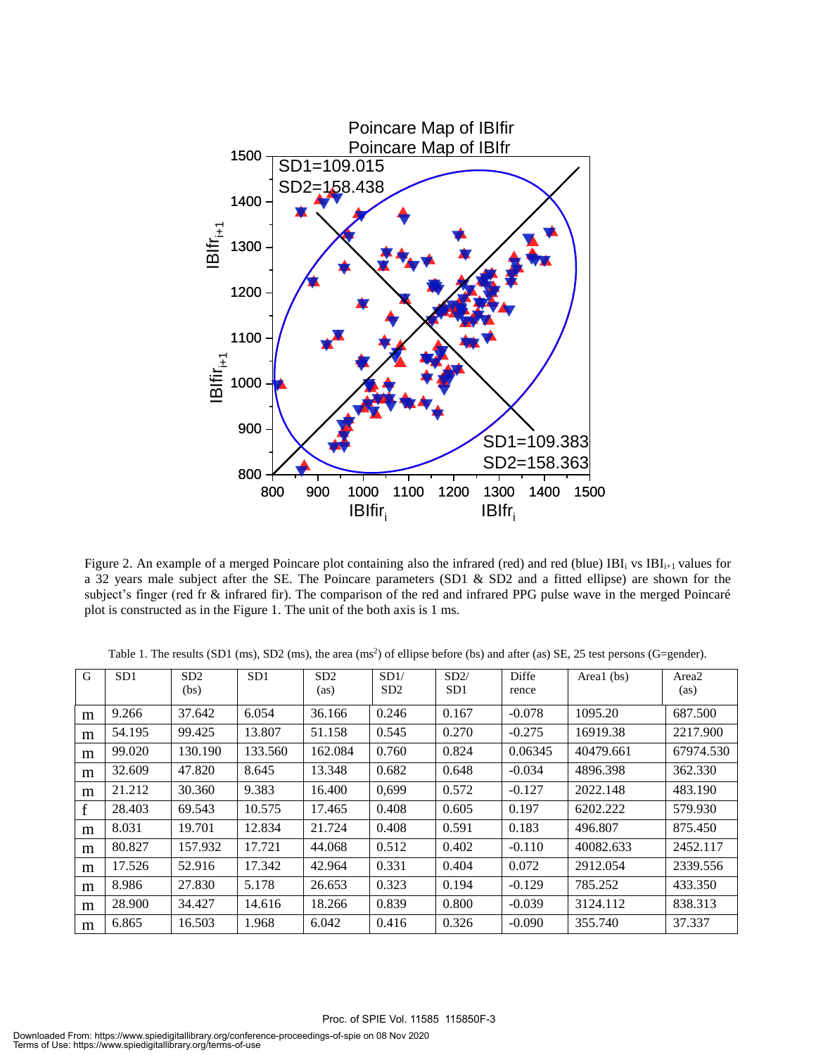Poincare Map of IBIfir

Poincare Map of IBIfr

SD1=109.015

SD2=158.438

SD1=109.383

SD2=158.363

1500

1400

1300

1200

1100

1000

900

800

800 900 1000 1100 1200 1300 1400 1500

$IBIfr_{i+1}$

$IBIfir_{i+1}$

$IBIfir_i$

$IBIfr_i$

Figure 2. An example of a merged Poincare plot containing also the infrared (red) and red (blue) $IBI_i$ vs $IBI_{i+1}$ values for a 32 years male subject after the SE. The Poincare parameters (SD1 & SD2 and a fitted ellipse) are shown for the subject's finger (red fr & infrared fir). The comparison of the red and infrared PPG pulse wave in the merged Poincaré plot is constructed as in the Figure 1. The unit of the both axis is 1 ms.

Table 1. The results (SD1 (ms), SD2 (ms), the area ($ms^2$) of ellipse before (bs) and after (as) SE, 25 test persons (G=gender).

| G | SD1 | SD2 (bs) | SD1 | SD2 (as) | SD1/ SD2 | SD2/ SD1 | Diffe rence | Area1 (bs) | Area2 (as) |
|---|---|---|---|---|---|---|---|---|---|
| m | 9.266 | 37.642 | 6.054 | 36.166 | 0.246 | 0.167 | -0.078 | 1095.20 | 687.500 |
| m | 54.195 | 99.425 | 13.807 | 51.158 | 0.545 | 0.270 | -0.275 | 16919.38 | 2217.900 |
| m | 99.020 | 130.190 | 133.560 | 162.084 | 0.760 | 0.824 | 0.06345 | 40479.661 | 67974.530 |
| m | 32.609 | 47.820 | 8.645 | 13.348 | 0.682 | 0.648 | -0.034 | 4896.398 | 362.330 |
| m | 21.212 | 30.360 | 9.383 | 16.400 | 0,699 | 0.572 | -0.127 | 2022.148 | 483.190 |
| f | 28.403 | 69.543 | 10.575 | 17.465 | 0.408 | 0.605 | 0.197 | 6202.222 | 579.930 |
| m | 8.031 | 19.701 | 12.834 | 21.724 | 0.408 | 0.591 | 0.183 | 496.807 | 875.450 |
| m | 80.827 | 157.932 | 17.721 | 44.068 | 0.512 | 0.402 | -0.110 | 40082.633 | 2452.117 |
| m | 17.526 | 52.916 | 17.342 | 42.964 | 0.331 | 0.404 | 0.072 | 2912.054 | 2339.556 |
| m | 8.986 | 27.830 | 5.178 | 26.653 | 0.323 | 0.194 | -0.129 | 785.252 | 433.350 |
| m | 28.900 | 34.427 | 14.616 | 18.266 | 0.839 | 0.800 | -0.039 | 3124.112 | 838.313 |
| m | 6.865 | 16.503 | 1.968 | 6.042 | 0.416 | 0.326 | -0.090 | 355.740 | 37.337 |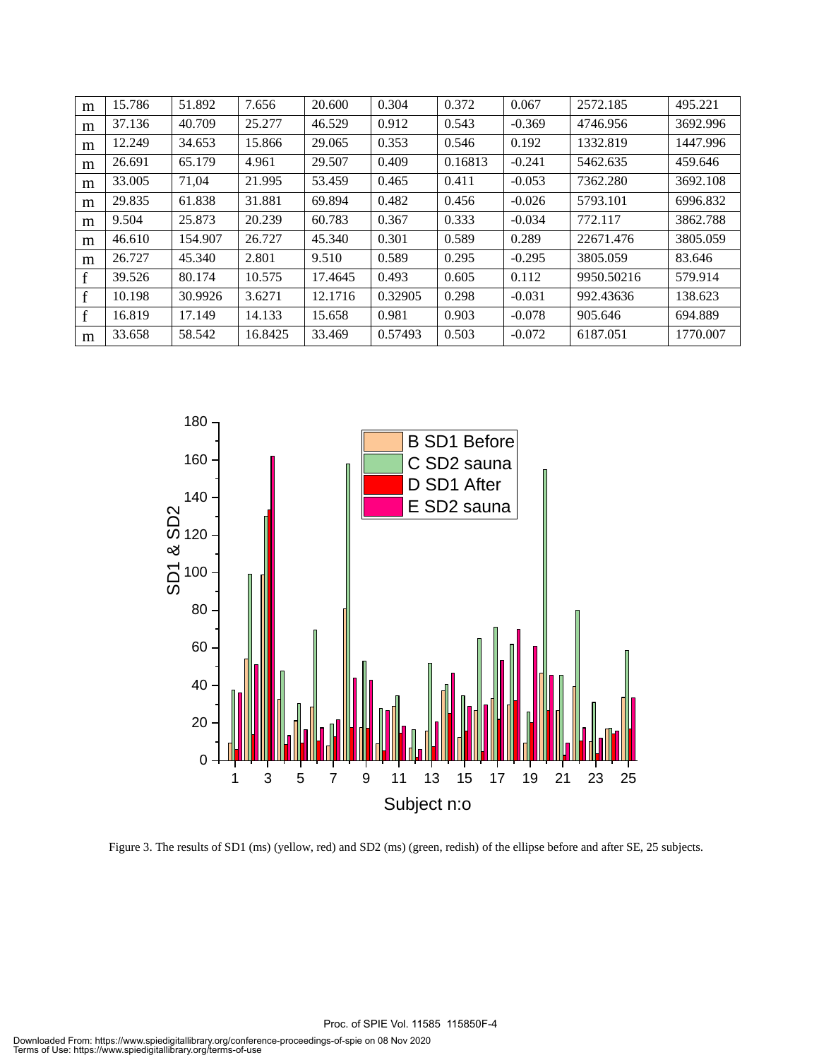| m | 15.786 | 51.892 | 7.656 | 20.600 | 0.304 | 0.372 | 0.067 | 2572.185 | 495.221 |
|---|---|---|---|---|---|---|---|---|---|
| m | 37.136 | 40.709 | 25.277 | 46.529 | 0.912 | 0.543 | -0.369 | 4746.956 | 3692.996 |
| m | 12.249 | 34.653 | 15.866 | 29.065 | 0.353 | 0.546 | 0.192 | 1332.819 | 1447.996 |
| m | 26.691 | 65.179 | 4.961 | 29.507 | 0.409 | 0.16813 | -0.241 | 5462.635 | 459.646 |
| m | 33.005 | 71,04 | 21.995 | 53.459 | 0.465 | 0.411 | -0.053 | 7362.280 | 3692.108 |
| m | 29.835 | 61.838 | 31.881 | 69.894 | 0.482 | 0.456 | -0.026 | 5793.101 | 6996.832 |
| m | 9.504 | 25.873 | 20.239 | 60.783 | 0.367 | 0.333 | -0.034 | 772.117 | 3862.788 |
| m | 46.610 | 154.907 | 26.727 | 45.340 | 0.301 | 0.589 | 0.289 | 22671.476 | 3805.059 |
| m | 26.727 | 45.340 | 2.801 | 9.510 | 0.589 | 0.295 | -0.295 | 3805.059 | 83.646 |
| f | 39.526 | 80.174 | 10.575 | 17.4645 | 0.493 | 0.605 | 0.112 | 9950.50216 | 579.914 |
| f | 10.198 | 30.9926 | 3.6271 | 12.1716 | 0.32905 | 0.298 | -0.031 | 992.43636 | 138.623 |
| f | 16.819 | 17.149 | 14.133 | 15.658 | 0.981 | 0.903 | -0.078 | 905.646 | 694.889 |
| m | 33.658 | 58.542 | 16.8425 | 33.469 | 0.57493 | 0.503 | -0.072 | 6187.051 | 1770.007 |

Figure 3. The results of SD1 (ms) (yellow, red) and SD2 (ms) (green, redish) of the ellipse before and after SE, 25 subjects.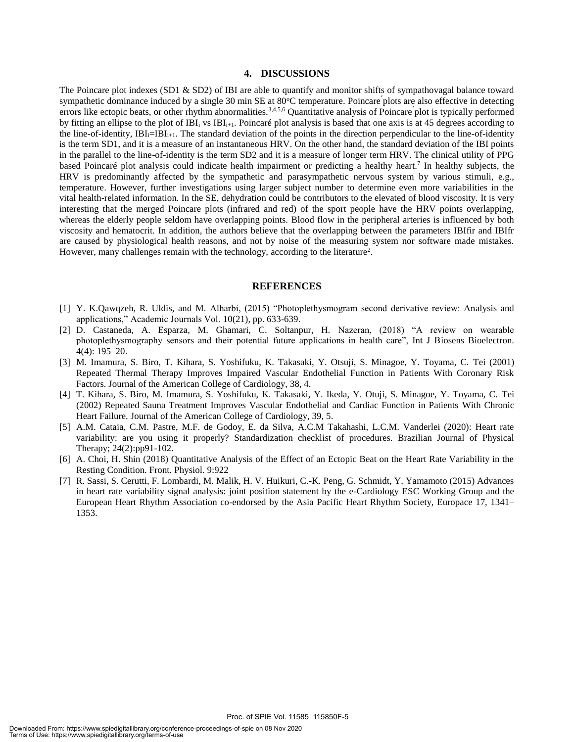## 4. DISCUSSIONS

The Poincare plot indexes (SD1 & SD2) of IBI are able to quantify and monitor shifts of sympathovagal balance toward sympathetic dominance induced by a single 30 min SE at 80°C temperature. Poincare ́plots are also effective in detecting errors like ectopic beats, or other rhythm abnormalities.[3,4,5,6] Quantitative analysis of Poincare ́plot is typically performed by fitting an ellipse to the plot of $IBI_i$ vs $IBI_{i+1}$. Poincaré plot analysis is based that one axis is at 45 degrees according to the line-of-identity, $IBI_i=IBI_{i+1}$. The standard deviation of the points in the direction perpendicular to the line-of-identity is the term SD1, and it is a measure of an instantaneous HRV. On the other hand, the standard deviation of the IBI points in the parallel to the line-of-identity is the term SD2 and it is a measure of longer term HRV. The clinical utility of PPG based Poincaré plot analysis could indicate health impairment or predicting a healthy heart.[7] In healthy subjects, the HRV is predominantly affected by the sympathetic and parasympathetic nervous system by various stimuli, e.g., temperature. However, further investigations using larger subject number to determine even more variabilities in the vital health-related information. In the SE, dehydration could be contributors to the elevated of blood viscosity. It is very interesting that the merged Poincare plots (infrared and red) of the sport people have the HRV points overlapping, whereas the elderly people seldom have overlapping points. Blood flow in the peripheral arteries is influenced by both viscosity and hematocrit. In addition, the authors believe that the overlapping between the parameters IBIfir and IBIfr are caused by physiological health reasons, and not by noise of the measuring system nor software made mistakes. However, many challenges remain with the technology, according to the literature[2].

## REFERENCES

[1] Y. K.Qawqzeh, R. Uldis, and M. Alharbi, (2015) "Photoplethysmogram second derivative review: Analysis and applications," Academic Journals Vol. 10(21), pp. 633-639.

[2] D. Castaneda, A. Esparza, M. Ghamari, C. Soltanpur, H. Nazeran, (2018) "A review on wearable photoplethysmography sensors and their potential future applications in health care", Int J Biosens Bioelectron. 4(4): 195–20.

[3] M. Imamura, S. Biro, T. Kihara, S. Yoshifuku, K. Takasaki, Y. Otsuji, S. Minagoe, Y. Toyama, C. Tei (2001) Repeated Thermal Therapy Improves Impaired Vascular Endothelial Function in Patients With Coronary Risk Factors. Journal of the American College of Cardiology, 38, 4.

[4] T. Kihara, S. Biro, M. Imamura, S. Yoshifuku, K. Takasaki, Y. Ikeda, Y. Otuji, S. Minagoe, Y. Toyama, C. Tei (2002) Repeated Sauna Treatment Improves Vascular Endothelial and Cardiac Function in Patients With Chronic Heart Failure. Journal of the American College of Cardiology, 39, 5.

[5] A.M. Cataia, C.M. Pastre, M.F. de Godoy, E. da Silva, A.C.M Takahashi, L.C.M. Vanderlei (2020): Heart rate variability: are you using it properly? Standardization checklist of procedures. Brazilian Journal of Physical Therapy; 24(2):pp91-102.

[6] A. Choi, H. Shin (2018) Quantitative Analysis of the Effect of an Ectopic Beat on the Heart Rate Variability in the Resting Condition. Front. Physiol. 9:922

[7] R. Sassi, S. Cerutti, F. Lombardi, M. Malik, H. V. Huikuri, C.-K. Peng, G. Schmidt, Y. Yamamoto (2015) Advances in heart rate variability signal analysis: joint position statement by the e-Cardiology ESC Working Group and the European Heart Rhythm Association co-endorsed by the Asia Pacific Heart Rhythm Society, Europace 17, 1341–1353.